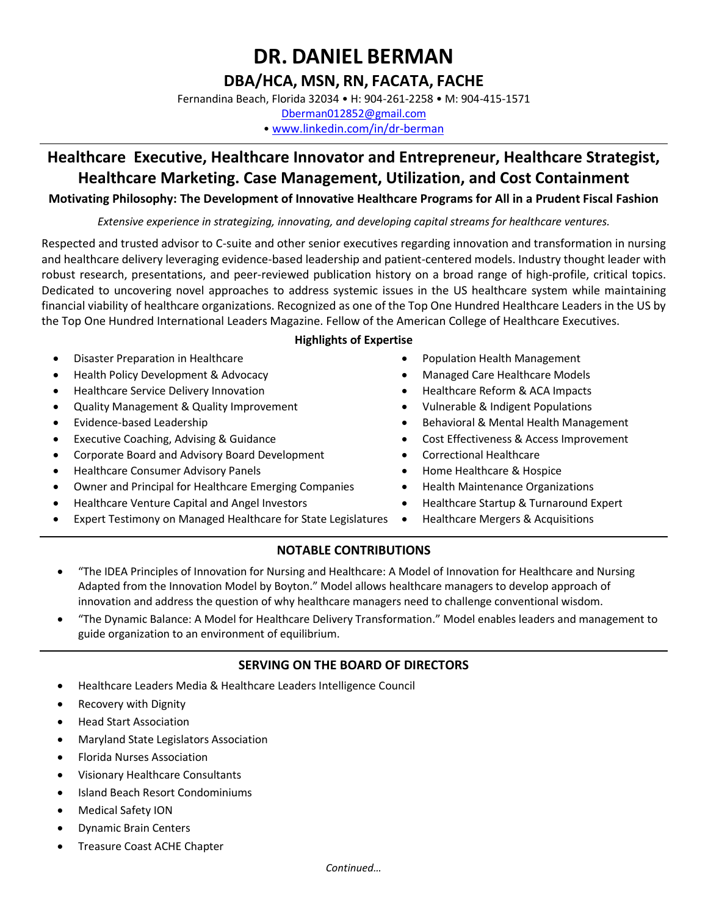# DR. DANIEL BERMAN

## DBA/HCA, MSN, RN, FACATA, FACHE

Fernandina Beach, Florida 32034 • H: 904-261-2258 • M: 904-415-1571

Dberman012852@gmail.com

• www.linkedin.com/in/dr-berman

## Healthcare Executive, Healthcare Innovator and Entrepreneur, Healthcare Strategist, Healthcare Marketing. Case Management, Utilization, and Cost Containment

**Motivating Philosophy: The Development of Innovative Healthcare Programs for All in a Prudent Fiscal Fashion**

*Extensive experience in strategizing, innovating, and developing capital streams for healthcare ventures.*

Respected and trusted advisor to C-suite and other senior executives regarding innovation and transformation in nursing and healthcare delivery leveraging evidence-based leadership and patient-centered models. Industry thought leader with robust research, presentations, and peer-reviewed publication history on a broad range of high-profile, critical topics. Dedicated to uncovering novel approaches to address systemic issues in the US healthcare system while maintaining financial viability of healthcare organizations. Recognized as one of the Top One Hundred Healthcare Leaders in the US by the Top One Hundred International Leaders Magazine. Fellow of the American College of Healthcare Executives.

**Highlights of Expertise**

- Disaster Preparation in Healthcare
- Health Policy Development & Advocacy
- Healthcare Service Delivery Innovation
- Quality Management & Quality Improvement
- Evidence-based Leadership
- Executive Coaching, Advising & Guidance
- Corporate Board and Advisory Board Development
- Healthcare Consumer Advisory Panels
- Owner and Principal for Healthcare Emerging Companies
- Healthcare Venture Capital and Angel Investors
- Expert Testimony on Managed Healthcare for State Legislatures
- Population Health Management
- Managed Care Healthcare Models
- Healthcare Reform & ACA Impacts
- Vulnerable & Indigent Populations
- Behavioral & Mental Health Management
- Cost Effectiveness & Access Improvement
- Correctional Healthcare
- Home Healthcare & Hospice
- Health Maintenance Organizations
- Healthcare Startup & Turnaround Expert
- Healthcare Mergers & Acquisitions

## NOTABLE CONTRIBUTIONS

- "The IDEA Principles of Innovation for Nursing and Healthcare: A Model of Innovation for Healthcare and Nursing Adapted from the Innovation Model by Boyton." Model allows healthcare managers to develop approach of innovation and address the question of why healthcare managers need to challenge conventional wisdom.
- "The Dynamic Balance: A Model for Healthcare Delivery Transformation." Model enables leaders and management to guide organization to an environment of equilibrium.

## SERVING ON THE BOARD OF DIRECTORS

- Healthcare Leaders Media & Healthcare Leaders Intelligence Council
- Recovery with Dignity
- Head Start Association
- Maryland State Legislators Association
- Florida Nurses Association
- Visionary Healthcare Consultants
- Island Beach Resort Condominiums
- Medical Safety ION
- Dynamic Brain Centers
- Treasure Coast ACHE Chapter

*Continued…*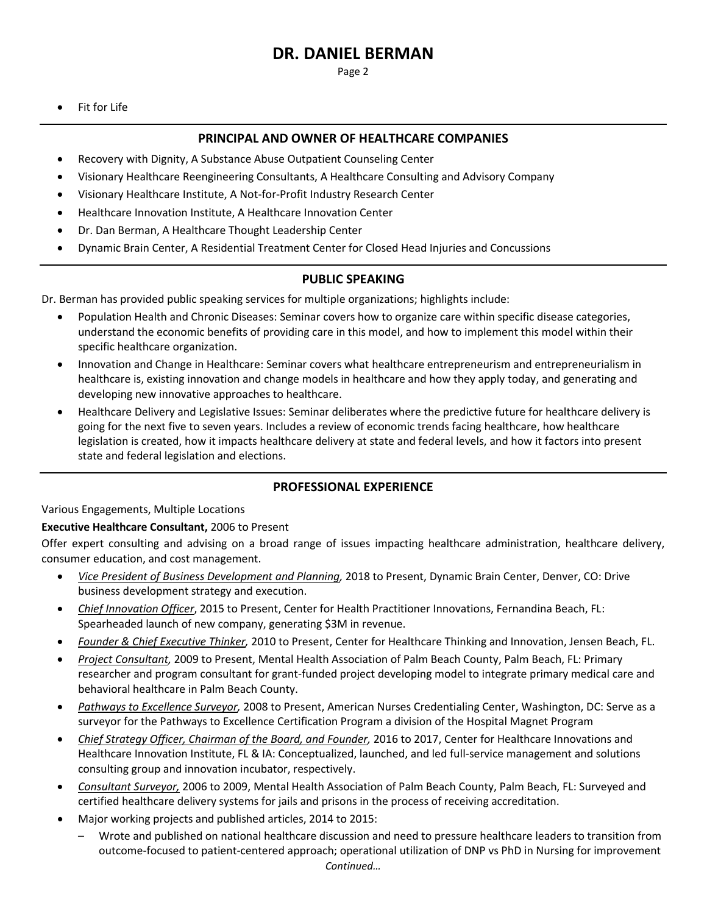- Fit for Life

## PRINCIPAL AND OWNER OF HEALTHCARE COMPANIES

- Recovery with Dignity, A Substance Abuse Outpatient Counseling Center
- Visionary Healthcare Reengineering Consultants, A Healthcare Consulting and Advisory Company
- Visionary Healthcare Institute, A Not-for-Profit Industry Research Center
- Healthcare Innovation Institute, A Healthcare Innovation Center
- Dr. Dan Berman, A Healthcare Thought Leadership Center
- Dynamic Brain Center, A Residential Treatment Center for Closed Head Injuries and Concussions

## PUBLIC SPEAKING

Dr. Berman has provided public speaking services for multiple organizations; highlights include:

- Population Health and Chronic Diseases: Seminar covers how to organize care within specific disease categories, understand the economic benefits of providing care in this model, and how to implement this model within their specific healthcare organization.
- Innovation and Change in Healthcare: Seminar covers what healthcare entrepreneurism and entrepreneurialism in healthcare is, existing innovation and change models in healthcare and how they apply today, and generating and developing new innovative approaches to healthcare.
- Healthcare Delivery and Legislative Issues: Seminar deliberates where the predictive future for healthcare delivery is going for the next five to seven years. Includes a review of economic trends facing healthcare, how healthcare legislation is created, how it impacts healthcare delivery at state and federal levels, and how it factors into present state and federal legislation and elections.

## PROFESSIONAL EXPERIENCE

Various Engagements, Multiple Locations

**Executive Healthcare Consultant,** 2006 to Present

Offer expert consulting and advising on a broad range of issues impacting healthcare administration, healthcare delivery, consumer education, and cost management.

- *Vice President of Business Development and Planning,* 2018 to Present, Dynamic Brain Center, Denver, CO: Drive business development strategy and execution.
- *Chief Innovation Officer*, 2015 to Present, Center for Health Practitioner Innovations, Fernandina Beach, FL: Spearheaded launch of new company, generating $3M in revenue.
- *Founder & Chief Executive Thinker,* 2010 to Present, Center for Healthcare Thinking and Innovation, Jensen Beach, FL.
- *Project Consultant,* 2009 to Present, Mental Health Association of Palm Beach County, Palm Beach, FL: Primary researcher and program consultant for grant-funded project developing model to integrate primary medical care and behavioral healthcare in Palm Beach County.
- *Pathways to Excellence Surveyor,* 2008 to Present, American Nurses Credentialing Center, Washington, DC: Serve as a surveyor for the Pathways to Excellence Certification Program a division of the Hospital Magnet Program
- *Chief Strategy Officer, Chairman of the Board, and Founder,* 2016 to 2017, Center for Healthcare Innovations and Healthcare Innovation Institute, FL & IA: Conceptualized, launched, and led full-service management and solutions consulting group and innovation incubator, respectively.
- *Consultant Surveyor,* 2006 to 2009, Mental Health Association of Palm Beach County, Palm Beach, FL: Surveyed and certified healthcare delivery systems for jails and prisons in the process of receiving accreditation.
- Major working projects and published articles, 2014 to 2015:
  - Wrote and published on national healthcare discussion and need to pressure healthcare leaders to transition from outcome-focused to patient-centered approach; operational utilization of DNP vs PhD in Nursing for improvement

*Continued…*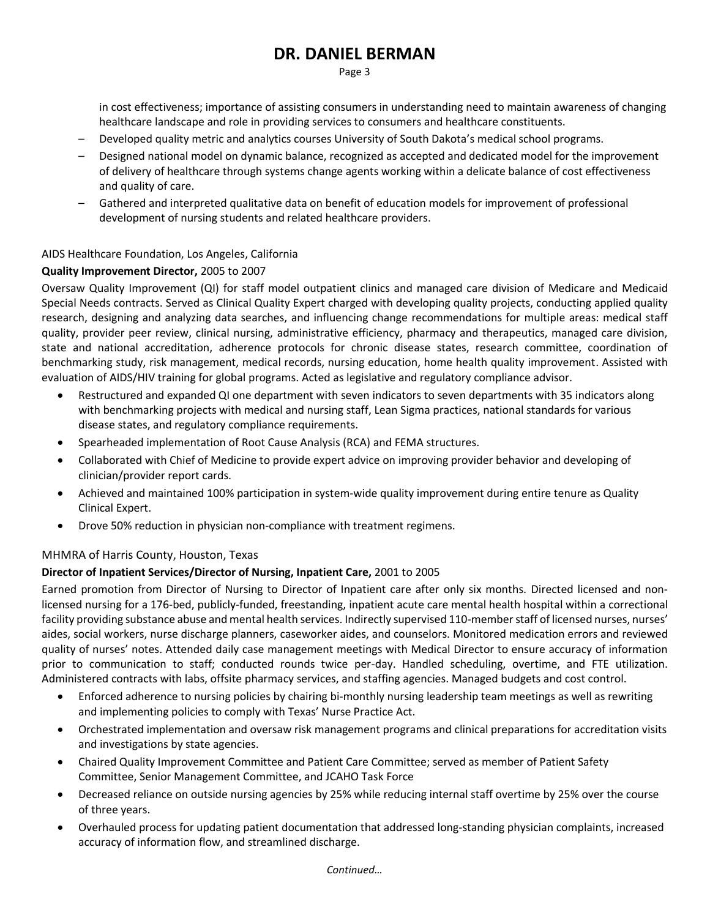in cost effectiveness; importance of assisting consumers in understanding need to maintain awareness of changing healthcare landscape and role in providing services to consumers and healthcare constituents.

- Developed quality metric and analytics courses University of South Dakota's medical school programs.
- Designed national model on dynamic balance, recognized as accepted and dedicated model for the improvement of delivery of healthcare through systems change agents working within a delicate balance of cost effectiveness and quality of care.
- Gathered and interpreted qualitative data on benefit of education models for improvement of professional development of nursing students and related healthcare providers.

AIDS Healthcare Foundation, Los Angeles, California

**Quality Improvement Director,** 2005 to 2007

Oversaw Quality Improvement (QI) for staff model outpatient clinics and managed care division of Medicare and Medicaid Special Needs contracts. Served as Clinical Quality Expert charged with developing quality projects, conducting applied quality research, designing and analyzing data searches, and influencing change recommendations for multiple areas: medical staff quality, provider peer review, clinical nursing, administrative efficiency, pharmacy and therapeutics, managed care division, state and national accreditation, adherence protocols for chronic disease states, research committee, coordination of benchmarking study, risk management, medical records, nursing education, home health quality improvement. Assisted with evaluation of AIDS/HIV training for global programs. Acted as legislative and regulatory compliance advisor.

- Restructured and expanded QI one department with seven indicators to seven departments with 35 indicators along with benchmarking projects with medical and nursing staff, Lean Sigma practices, national standards for various disease states, and regulatory compliance requirements.
- Spearheaded implementation of Root Cause Analysis (RCA) and FEMA structures.
- Collaborated with Chief of Medicine to provide expert advice on improving provider behavior and developing of clinician/provider report cards.
- Achieved and maintained 100% participation in system-wide quality improvement during entire tenure as Quality Clinical Expert.
- Drove 50% reduction in physician non-compliance with treatment regimens.

MHMRA of Harris County, Houston, Texas

**Director of Inpatient Services/Director of Nursing, Inpatient Care,** 2001 to 2005

Earned promotion from Director of Nursing to Director of Inpatient care after only six months. Directed licensed and non-licensed nursing for a 176-bed, publicly-funded, freestanding, inpatient acute care mental health hospital within a correctional facility providing substance abuse and mental health services. Indirectly supervised 110-member staff of licensed nurses, nurses' aides, social workers, nurse discharge planners, caseworker aides, and counselors. Monitored medication errors and reviewed quality of nurses' notes. Attended daily case management meetings with Medical Director to ensure accuracy of information prior to communication to staff; conducted rounds twice per-day. Handled scheduling, overtime, and FTE utilization. Administered contracts with labs, offsite pharmacy services, and staffing agencies. Managed budgets and cost control.

- Enforced adherence to nursing policies by chairing bi-monthly nursing leadership team meetings as well as rewriting and implementing policies to comply with Texas' Nurse Practice Act.
- Orchestrated implementation and oversaw risk management programs and clinical preparations for accreditation visits and investigations by state agencies.
- Chaired Quality Improvement Committee and Patient Care Committee; served as member of Patient Safety Committee, Senior Management Committee, and JCAHO Task Force
- Decreased reliance on outside nursing agencies by 25% while reducing internal staff overtime by 25% over the course of three years.
- Overhauled process for updating patient documentation that addressed long-standing physician complaints, increased accuracy of information flow, and streamlined discharge.

*Continued…*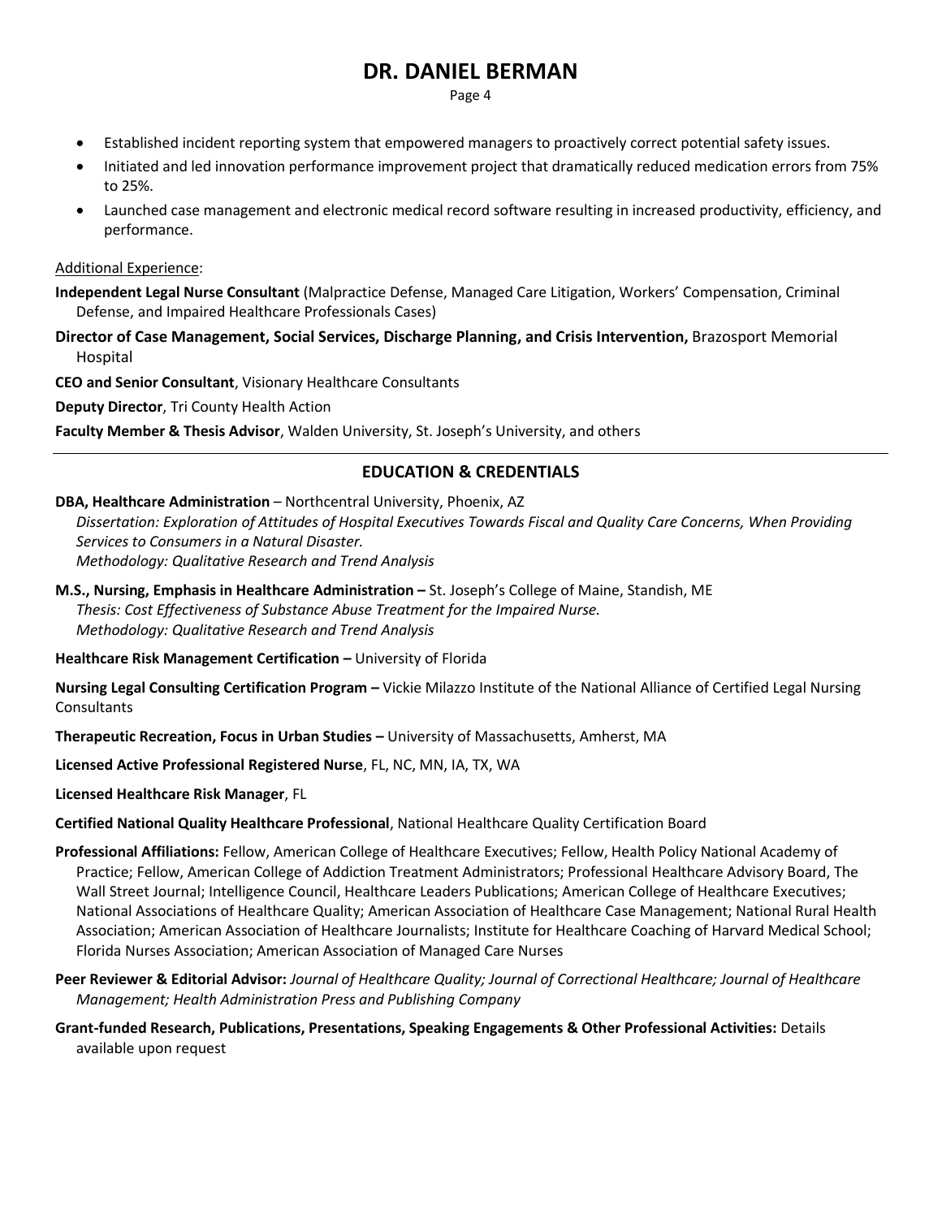- Established incident reporting system that empowered managers to proactively correct potential safety issues.
- Initiated and led innovation performance improvement project that dramatically reduced medication errors from 75% to 25%.
- Launched case management and electronic medical record software resulting in increased productivity, efficiency, and performance.

Additional Experience:

**Independent Legal Nurse Consultant** (Malpractice Defense, Managed Care Litigation, Workers' Compensation, Criminal Defense, and Impaired Healthcare Professionals Cases)

**Director of Case Management, Social Services, Discharge Planning, and Crisis Intervention,** Brazosport Memorial Hospital

**CEO and Senior Consultant**, Visionary Healthcare Consultants

**Deputy Director**, Tri County Health Action

**Faculty Member & Thesis Advisor**, Walden University, St. Joseph's University, and others

## EDUCATION & CREDENTIALS

**DBA, Healthcare Administration** – Northcentral University, Phoenix, AZ
*Dissertation: Exploration of Attitudes of Hospital Executives Towards Fiscal and Quality Care Concerns, When Providing Services to Consumers in a Natural Disaster.*
*Methodology: Qualitative Research and Trend Analysis*

**M.S., Nursing, Emphasis in Healthcare Administration –** St. Joseph's College of Maine, Standish, ME
*Thesis: Cost Effectiveness of Substance Abuse Treatment for the Impaired Nurse.*
*Methodology: Qualitative Research and Trend Analysis*

**Healthcare Risk Management Certification –** University of Florida

**Nursing Legal Consulting Certification Program –** Vickie Milazzo Institute of the National Alliance of Certified Legal Nursing Consultants

**Therapeutic Recreation, Focus in Urban Studies –** University of Massachusetts, Amherst, MA

**Licensed Active Professional Registered Nurse**, FL, NC, MN, IA, TX, WA

**Licensed Healthcare Risk Manager**, FL

**Certified National Quality Healthcare Professional**, National Healthcare Quality Certification Board

**Professional Affiliations:** Fellow, American College of Healthcare Executives; Fellow, Health Policy National Academy of Practice; Fellow, American College of Addiction Treatment Administrators; Professional Healthcare Advisory Board, The Wall Street Journal; Intelligence Council, Healthcare Leaders Publications; American College of Healthcare Executives; National Associations of Healthcare Quality; American Association of Healthcare Case Management; National Rural Health Association; American Association of Healthcare Journalists; Institute for Healthcare Coaching of Harvard Medical School; Florida Nurses Association; American Association of Managed Care Nurses

**Peer Reviewer & Editorial Advisor:** *Journal of Healthcare Quality; Journal of Correctional Healthcare; Journal of Healthcare Management; Health Administration Press and Publishing Company*

**Grant-funded Research, Publications, Presentations, Speaking Engagements & Other Professional Activities:** Details available upon request